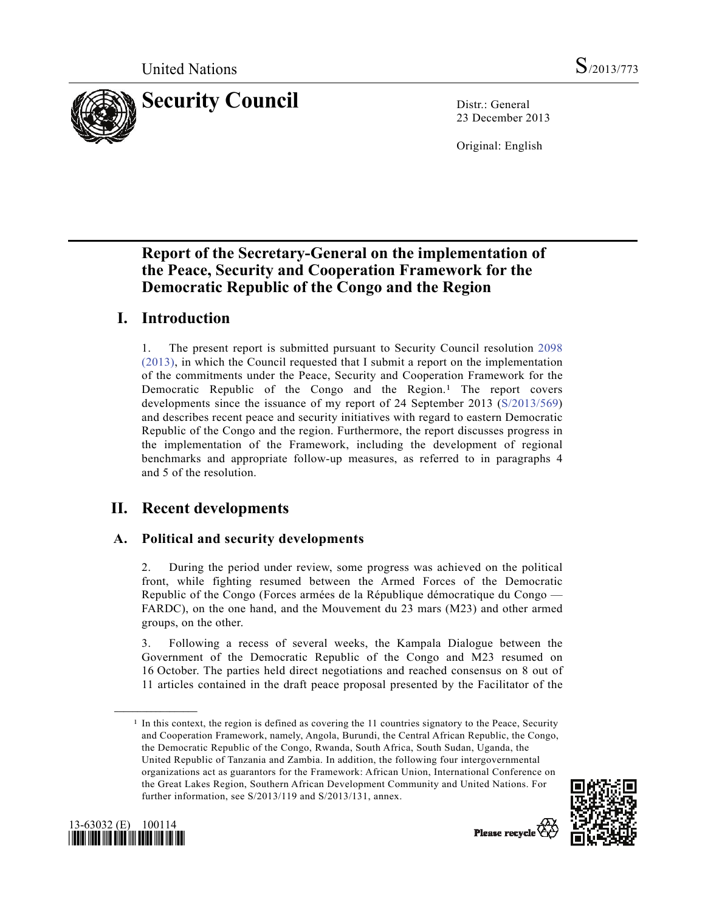United Nations S/2013/773

# Security Council

Distr.: General
23 December 2013

Original: English

## Report of the Secretary-General on the implementation of the Peace, Security and Cooperation Framework for the Democratic Republic of the Congo and the Region

## I. Introduction

1. The present report is submitted pursuant to Security Council resolution 2098 (2013), in which the Council requested that I submit a report on the implementation of the commitments under the Peace, Security and Cooperation Framework for the Democratic Republic of the Congo and the Region.[1] The report covers developments since the issuance of my report of 24 September 2013 (S/2013/569) and describes recent peace and security initiatives with regard to eastern Democratic Republic of the Congo and the region. Furthermore, the report discusses progress in the implementation of the Framework, including the development of regional benchmarks and appropriate follow-up measures, as referred to in paragraphs 4 and 5 of the resolution.

## II. Recent developments

### A. Political and security developments

2. During the period under review, some progress was achieved on the political front, while fighting resumed between the Armed Forces of the Democratic Republic of the Congo (Forces armées de la République démocratique du Congo — FARDC), on the one hand, and the Mouvement du 23 mars (M23) and other armed groups, on the other.

3. Following a recess of several weeks, the Kampala Dialogue between the Government of the Democratic Republic of the Congo and M23 resumed on 16 October. The parties held direct negotiations and reached consensus on 8 out of 11 articles contained in the draft peace proposal presented by the Facilitator of the

[1] In this context, the region is defined as covering the 11 countries signatory to the Peace, Security and Cooperation Framework, namely, Angola, Burundi, the Central African Republic, the Congo, the Democratic Republic of the Congo, Rwanda, South Africa, South Sudan, Uganda, the United Republic of Tanzania and Zambia. In addition, the following four intergovernmental organizations act as guarantors for the Framework: African Union, International Conference on the Great Lakes Region, Southern African Development Community and United Nations. For further information, see S/2013/119 and S/2013/131, annex.

13-63032 (E) 100114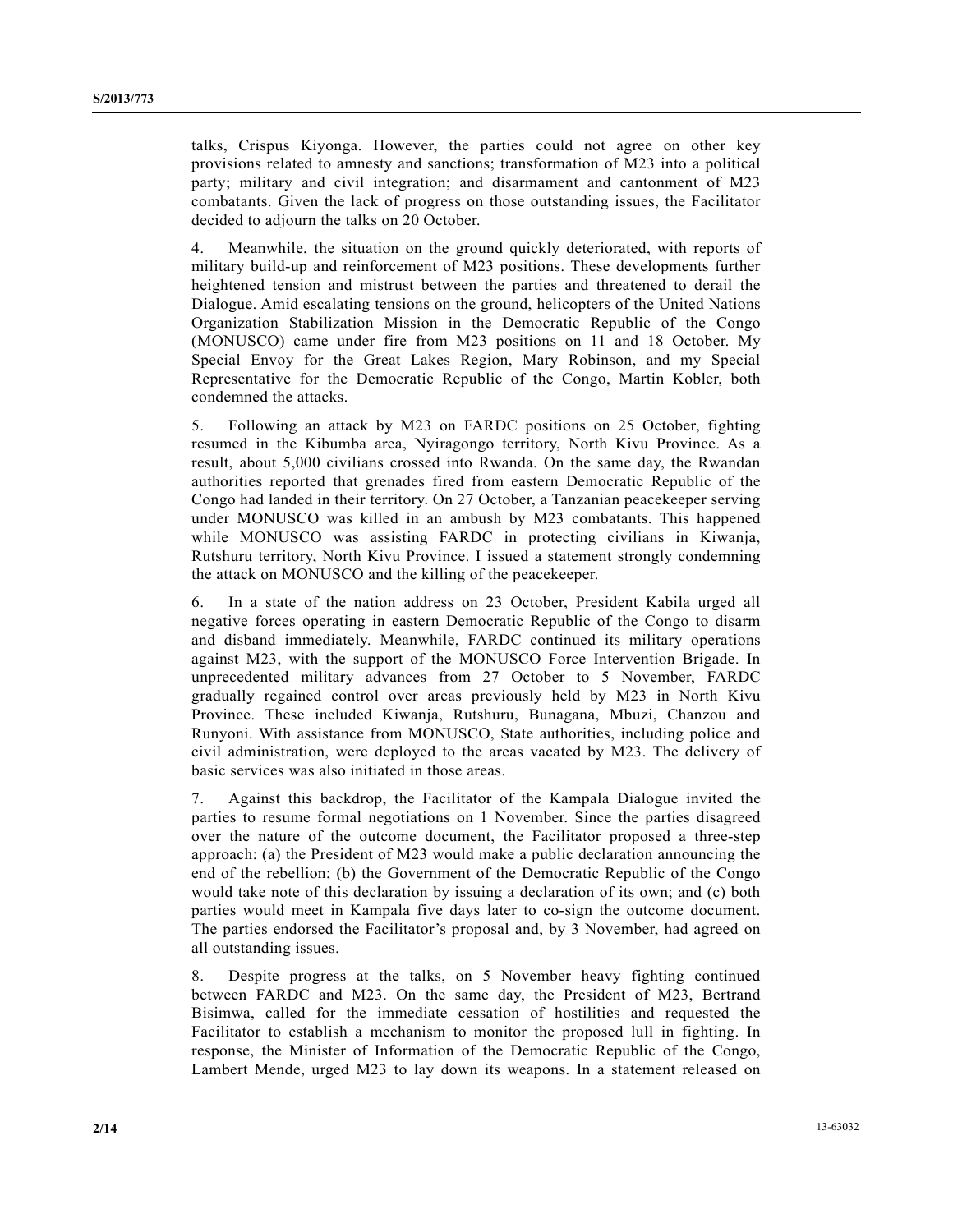talks, Crispus Kiyonga. However, the parties could not agree on other key provisions related to amnesty and sanctions; transformation of M23 into a political party; military and civil integration; and disarmament and cantonment of M23 combatants. Given the lack of progress on those outstanding issues, the Facilitator decided to adjourn the talks on 20 October.

4. Meanwhile, the situation on the ground quickly deteriorated, with reports of military build-up and reinforcement of M23 positions. These developments further heightened tension and mistrust between the parties and threatened to derail the Dialogue. Amid escalating tensions on the ground, helicopters of the United Nations Organization Stabilization Mission in the Democratic Republic of the Congo (MONUSCO) came under fire from M23 positions on 11 and 18 October. My Special Envoy for the Great Lakes Region, Mary Robinson, and my Special Representative for the Democratic Republic of the Congo, Martin Kobler, both condemned the attacks.

5. Following an attack by M23 on FARDC positions on 25 October, fighting resumed in the Kibumba area, Nyiragongo territory, North Kivu Province. As a result, about 5,000 civilians crossed into Rwanda. On the same day, the Rwandan authorities reported that grenades fired from eastern Democratic Republic of the Congo had landed in their territory. On 27 October, a Tanzanian peacekeeper serving under MONUSCO was killed in an ambush by M23 combatants. This happened while MONUSCO was assisting FARDC in protecting civilians in Kiwanja, Rutshuru territory, North Kivu Province. I issued a statement strongly condemning the attack on MONUSCO and the killing of the peacekeeper.

6. In a state of the nation address on 23 October, President Kabila urged all negative forces operating in eastern Democratic Republic of the Congo to disarm and disband immediately. Meanwhile, FARDC continued its military operations against M23, with the support of the MONUSCO Force Intervention Brigade. In unprecedented military advances from 27 October to 5 November, FARDC gradually regained control over areas previously held by M23 in North Kivu Province. These included Kiwanja, Rutshuru, Bunagana, Mbuzi, Chanzou and Runyoni. With assistance from MONUSCO, State authorities, including police and civil administration, were deployed to the areas vacated by M23. The delivery of basic services was also initiated in those areas.

7. Against this backdrop, the Facilitator of the Kampala Dialogue invited the parties to resume formal negotiations on 1 November. Since the parties disagreed over the nature of the outcome document, the Facilitator proposed a three-step approach: (a) the President of M23 would make a public declaration announcing the end of the rebellion; (b) the Government of the Democratic Republic of the Congo would take note of this declaration by issuing a declaration of its own; and (c) both parties would meet in Kampala five days later to co-sign the outcome document. The parties endorsed the Facilitator's proposal and, by 3 November, had agreed on all outstanding issues.

8. Despite progress at the talks, on 5 November heavy fighting continued between FARDC and M23. On the same day, the President of M23, Bertrand Bisimwa, called for the immediate cessation of hostilities and requested the Facilitator to establish a mechanism to monitor the proposed lull in fighting. In response, the Minister of Information of the Democratic Republic of the Congo, Lambert Mende, urged M23 to lay down its weapons. In a statement released on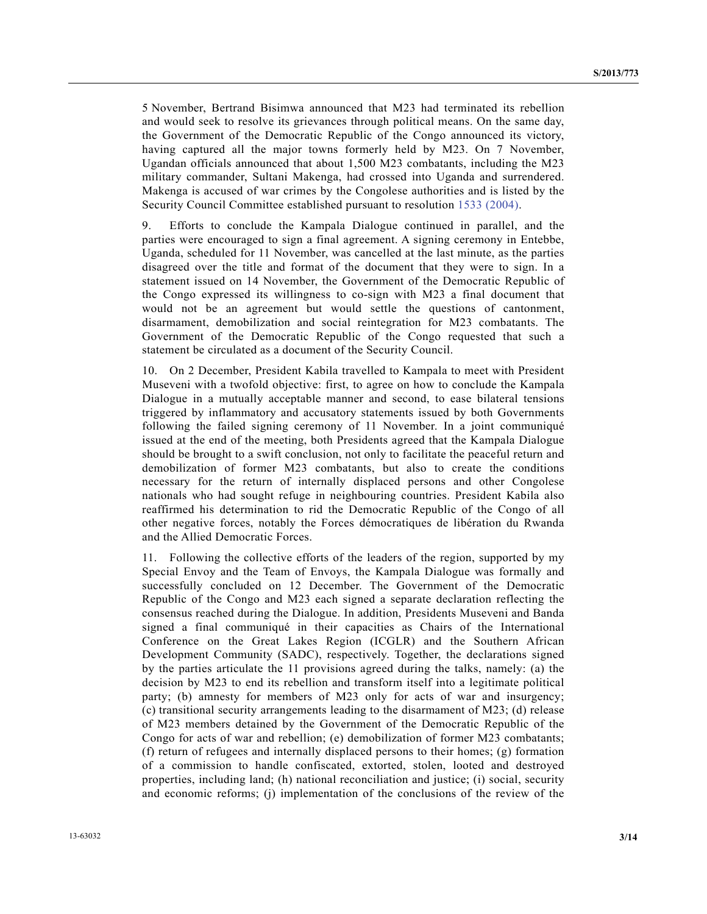5 November, Bertrand Bisimwa announced that M23 had terminated its rebellion and would seek to resolve its grievances through political means. On the same day, the Government of the Democratic Republic of the Congo announced its victory, having captured all the major towns formerly held by M23. On 7 November, Ugandan officials announced that about 1,500 M23 combatants, including the M23 military commander, Sultani Makenga, had crossed into Uganda and surrendered. Makenga is accused of war crimes by the Congolese authorities and is listed by the Security Council Committee established pursuant to resolution 1533 (2004).

9. Efforts to conclude the Kampala Dialogue continued in parallel, and the parties were encouraged to sign a final agreement. A signing ceremony in Entebbe, Uganda, scheduled for 11 November, was cancelled at the last minute, as the parties disagreed over the title and format of the document that they were to sign. In a statement issued on 14 November, the Government of the Democratic Republic of the Congo expressed its willingness to co-sign with M23 a final document that would not be an agreement but would settle the questions of cantonment, disarmament, demobilization and social reintegration for M23 combatants. The Government of the Democratic Republic of the Congo requested that such a statement be circulated as a document of the Security Council.

10. On 2 December, President Kabila travelled to Kampala to meet with President Museveni with a twofold objective: first, to agree on how to conclude the Kampala Dialogue in a mutually acceptable manner and second, to ease bilateral tensions triggered by inflammatory and accusatory statements issued by both Governments following the failed signing ceremony of 11 November. In a joint communiqué issued at the end of the meeting, both Presidents agreed that the Kampala Dialogue should be brought to a swift conclusion, not only to facilitate the peaceful return and demobilization of former M23 combatants, but also to create the conditions necessary for the return of internally displaced persons and other Congolese nationals who had sought refuge in neighbouring countries. President Kabila also reaffirmed his determination to rid the Democratic Republic of the Congo of all other negative forces, notably the Forces démocratiques de libération du Rwanda and the Allied Democratic Forces.

11. Following the collective efforts of the leaders of the region, supported by my Special Envoy and the Team of Envoys, the Kampala Dialogue was formally and successfully concluded on 12 December. The Government of the Democratic Republic of the Congo and M23 each signed a separate declaration reflecting the consensus reached during the Dialogue. In addition, Presidents Museveni and Banda signed a final communiqué in their capacities as Chairs of the International Conference on the Great Lakes Region (ICGLR) and the Southern African Development Community (SADC), respectively. Together, the declarations signed by the parties articulate the 11 provisions agreed during the talks, namely: (a) the decision by M23 to end its rebellion and transform itself into a legitimate political party; (b) amnesty for members of M23 only for acts of war and insurgency; (c) transitional security arrangements leading to the disarmament of M23; (d) release of M23 members detained by the Government of the Democratic Republic of the Congo for acts of war and rebellion; (e) demobilization of former M23 combatants; (f) return of refugees and internally displaced persons to their homes; (g) formation of a commission to handle confiscated, extorted, stolen, looted and destroyed properties, including land; (h) national reconciliation and justice; (i) social, security and economic reforms; (j) implementation of the conclusions of the review of the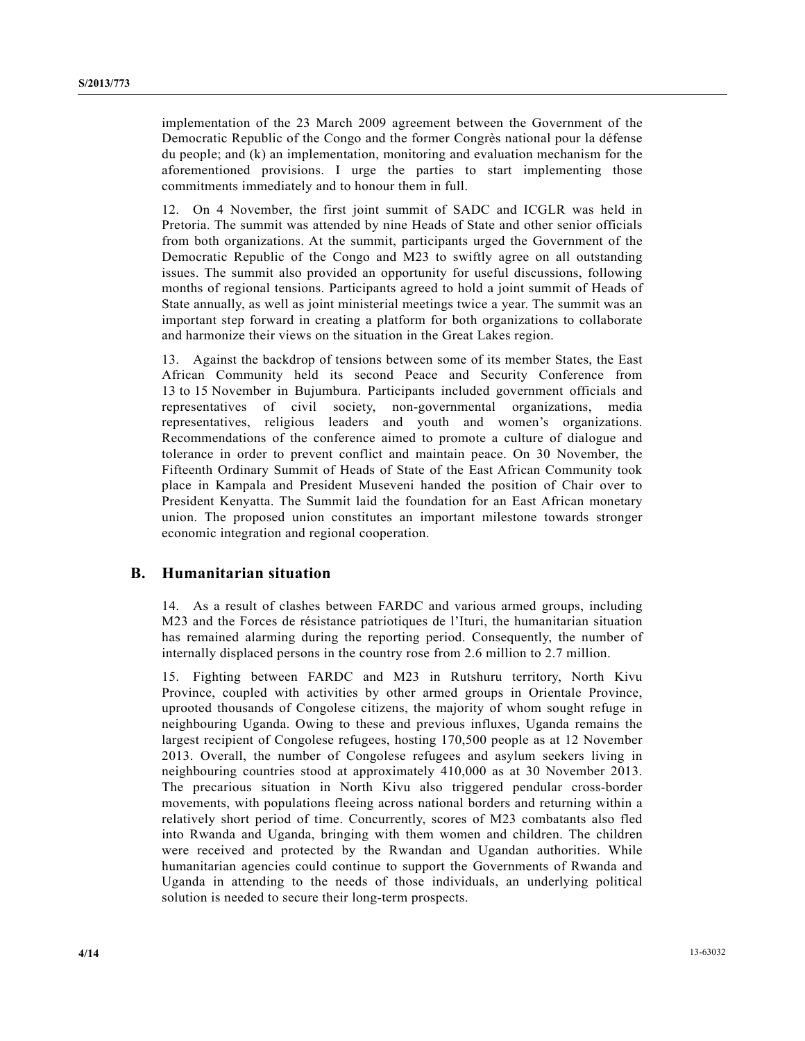implementation of the 23 March 2009 agreement between the Government of the Democratic Republic of the Congo and the former Congrès national pour la défense du people; and (k) an implementation, monitoring and evaluation mechanism for the aforementioned provisions. I urge the parties to start implementing those commitments immediately and to honour them in full.

12. On 4 November, the first joint summit of SADC and ICGLR was held in Pretoria. The summit was attended by nine Heads of State and other senior officials from both organizations. At the summit, participants urged the Government of the Democratic Republic of the Congo and M23 to swiftly agree on all outstanding issues. The summit also provided an opportunity for useful discussions, following months of regional tensions. Participants agreed to hold a joint summit of Heads of State annually, as well as joint ministerial meetings twice a year. The summit was an important step forward in creating a platform for both organizations to collaborate and harmonize their views on the situation in the Great Lakes region.

13. Against the backdrop of tensions between some of its member States, the East African Community held its second Peace and Security Conference from 13 to 15 November in Bujumbura. Participants included government officials and representatives of civil society, non-governmental organizations, media representatives, religious leaders and youth and women's organizations. Recommendations of the conference aimed to promote a culture of dialogue and tolerance in order to prevent conflict and maintain peace. On 30 November, the Fifteenth Ordinary Summit of Heads of State of the East African Community took place in Kampala and President Museveni handed the position of Chair over to President Kenyatta. The Summit laid the foundation for an East African monetary union. The proposed union constitutes an important milestone towards stronger economic integration and regional cooperation.

## B. Humanitarian situation

14. As a result of clashes between FARDC and various armed groups, including M23 and the Forces de résistance patriotiques de l'Ituri, the humanitarian situation has remained alarming during the reporting period. Consequently, the number of internally displaced persons in the country rose from 2.6 million to 2.7 million.

15. Fighting between FARDC and M23 in Rutshuru territory, North Kivu Province, coupled with activities by other armed groups in Orientale Province, uprooted thousands of Congolese citizens, the majority of whom sought refuge in neighbouring Uganda. Owing to these and previous influxes, Uganda remains the largest recipient of Congolese refugees, hosting 170,500 people as at 12 November 2013. Overall, the number of Congolese refugees and asylum seekers living in neighbouring countries stood at approximately 410,000 as at 30 November 2013. The precarious situation in North Kivu also triggered pendular cross-border movements, with populations fleeing across national borders and returning within a relatively short period of time. Concurrently, scores of M23 combatants also fled into Rwanda and Uganda, bringing with them women and children. The children were received and protected by the Rwandan and Ugandan authorities. While humanitarian agencies could continue to support the Governments of Rwanda and Uganda in attending to the needs of those individuals, an underlying political solution is needed to secure their long-term prospects.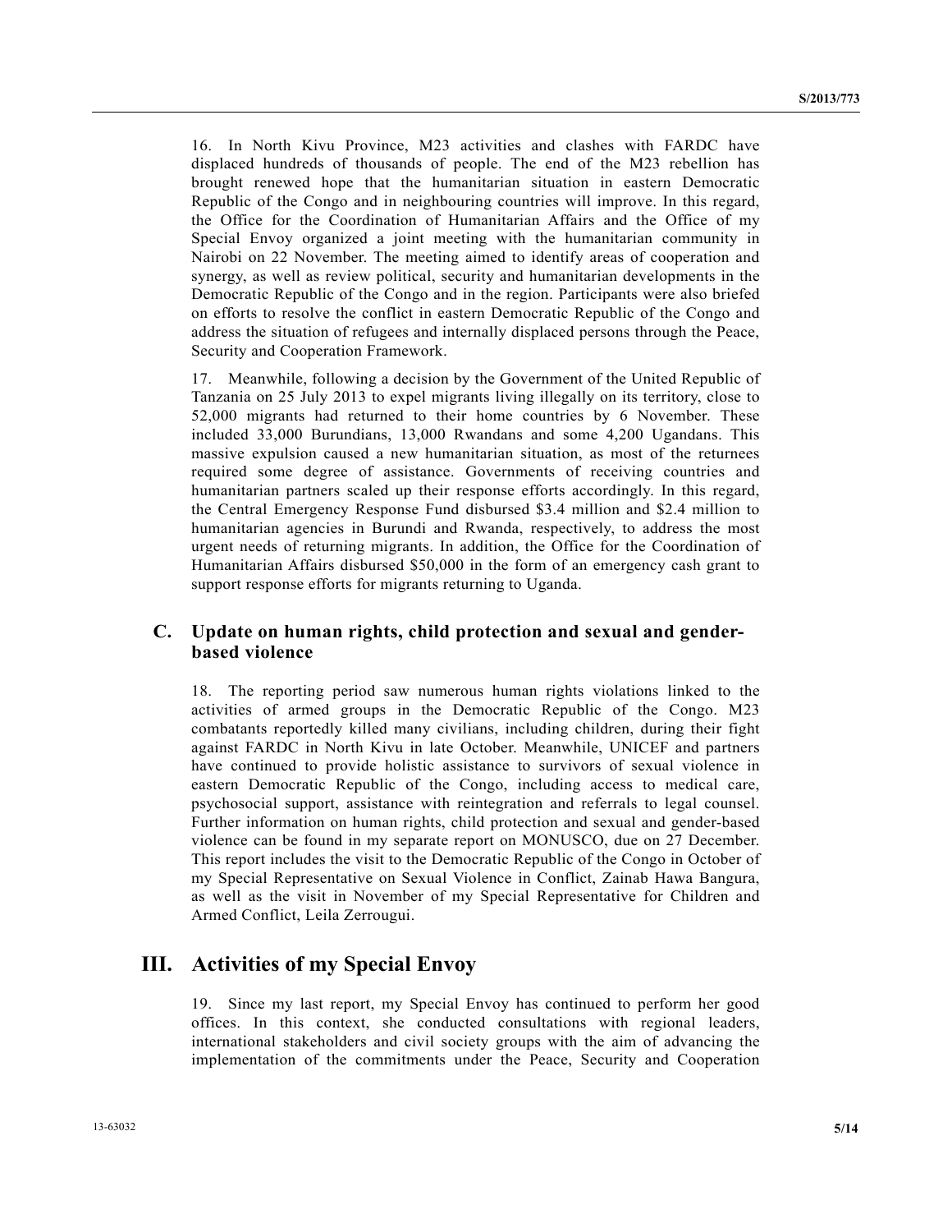16. In North Kivu Province, M23 activities and clashes with FARDC have displaced hundreds of thousands of people. The end of the M23 rebellion has brought renewed hope that the humanitarian situation in eastern Democratic Republic of the Congo and in neighbouring countries will improve. In this regard, the Office for the Coordination of Humanitarian Affairs and the Office of my Special Envoy organized a joint meeting with the humanitarian community in Nairobi on 22 November. The meeting aimed to identify areas of cooperation and synergy, as well as review political, security and humanitarian developments in the Democratic Republic of the Congo and in the region. Participants were also briefed on efforts to resolve the conflict in eastern Democratic Republic of the Congo and address the situation of refugees and internally displaced persons through the Peace, Security and Cooperation Framework.

17. Meanwhile, following a decision by the Government of the United Republic of Tanzania on 25 July 2013 to expel migrants living illegally on its territory, close to 52,000 migrants had returned to their home countries by 6 November. These included 33,000 Burundians, 13,000 Rwandans and some 4,200 Ugandans. This massive expulsion caused a new humanitarian situation, as most of the returnees required some degree of assistance. Governments of receiving countries and humanitarian partners scaled up their response efforts accordingly. In this regard, the Central Emergency Response Fund disbursed \$3.4 million and \$2.4 million to humanitarian agencies in Burundi and Rwanda, respectively, to address the most urgent needs of returning migrants. In addition, the Office for the Coordination of Humanitarian Affairs disbursed \$50,000 in the form of an emergency cash grant to support response efforts for migrants returning to Uganda.

### C. Update on human rights, child protection and sexual and gender-based violence

18. The reporting period saw numerous human rights violations linked to the activities of armed groups in the Democratic Republic of the Congo. M23 combatants reportedly killed many civilians, including children, during their fight against FARDC in North Kivu in late October. Meanwhile, UNICEF and partners have continued to provide holistic assistance to survivors of sexual violence in eastern Democratic Republic of the Congo, including access to medical care, psychosocial support, assistance with reintegration and referrals to legal counsel. Further information on human rights, child protection and sexual and gender-based violence can be found in my separate report on MONUSCO, due on 27 December. This report includes the visit to the Democratic Republic of the Congo in October of my Special Representative on Sexual Violence in Conflict, Zainab Hawa Bangura, as well as the visit in November of my Special Representative for Children and Armed Conflict, Leila Zerrougui.

## III. Activities of my Special Envoy

19. Since my last report, my Special Envoy has continued to perform her good offices. In this context, she conducted consultations with regional leaders, international stakeholders and civil society groups with the aim of advancing the implementation of the commitments under the Peace, Security and Cooperation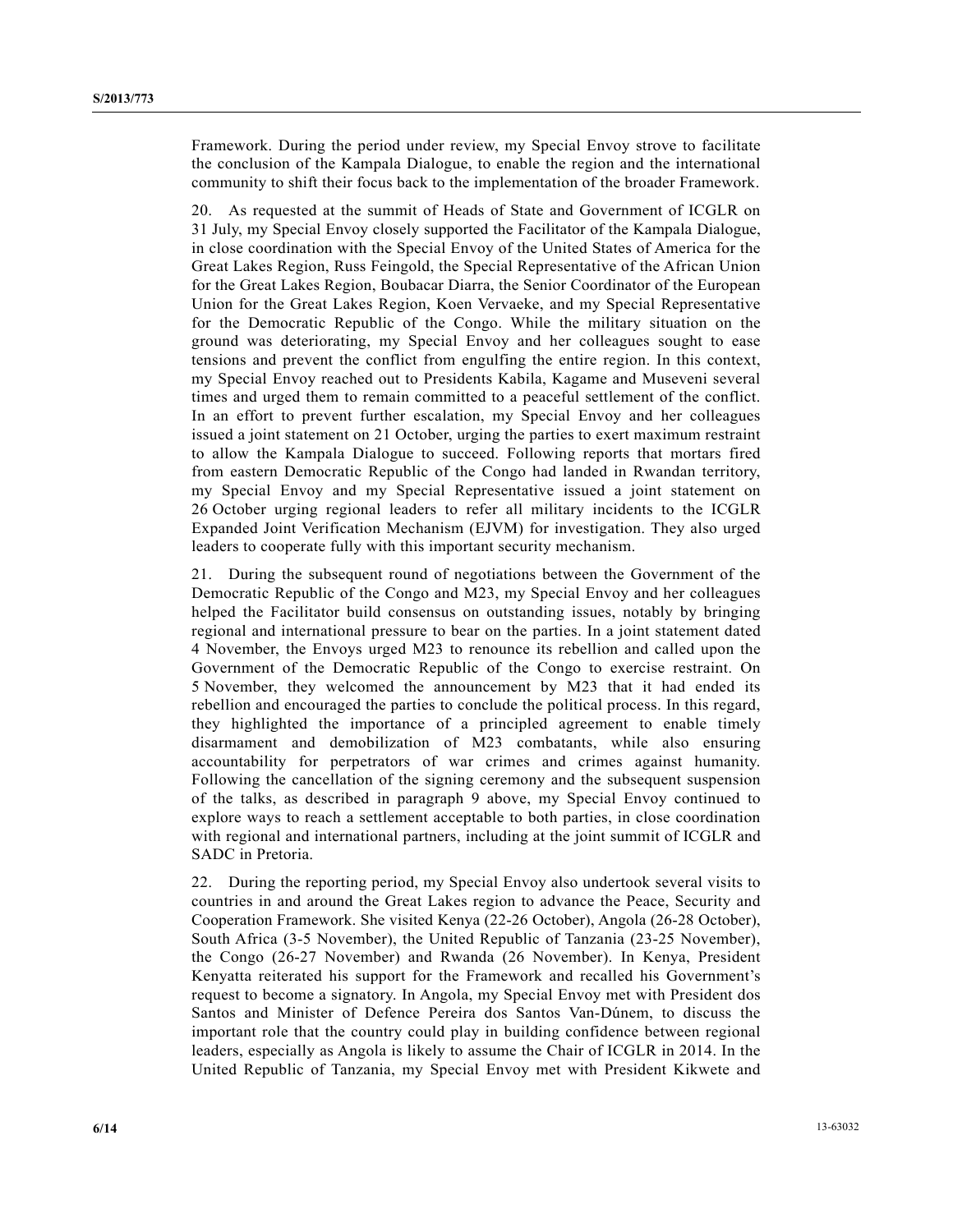Framework. During the period under review, my Special Envoy strove to facilitate the conclusion of the Kampala Dialogue, to enable the region and the international community to shift their focus back to the implementation of the broader Framework.

20. As requested at the summit of Heads of State and Government of ICGLR on 31 July, my Special Envoy closely supported the Facilitator of the Kampala Dialogue, in close coordination with the Special Envoy of the United States of America for the Great Lakes Region, Russ Feingold, the Special Representative of the African Union for the Great Lakes Region, Boubacar Diarra, the Senior Coordinator of the European Union for the Great Lakes Region, Koen Vervaeke, and my Special Representative for the Democratic Republic of the Congo. While the military situation on the ground was deteriorating, my Special Envoy and her colleagues sought to ease tensions and prevent the conflict from engulfing the entire region. In this context, my Special Envoy reached out to Presidents Kabila, Kagame and Museveni several times and urged them to remain committed to a peaceful settlement of the conflict. In an effort to prevent further escalation, my Special Envoy and her colleagues issued a joint statement on 21 October, urging the parties to exert maximum restraint to allow the Kampala Dialogue to succeed. Following reports that mortars fired from eastern Democratic Republic of the Congo had landed in Rwandan territory, my Special Envoy and my Special Representative issued a joint statement on 26 October urging regional leaders to refer all military incidents to the ICGLR Expanded Joint Verification Mechanism (EJVM) for investigation. They also urged leaders to cooperate fully with this important security mechanism.

21. During the subsequent round of negotiations between the Government of the Democratic Republic of the Congo and M23, my Special Envoy and her colleagues helped the Facilitator build consensus on outstanding issues, notably by bringing regional and international pressure to bear on the parties. In a joint statement dated 4 November, the Envoys urged M23 to renounce its rebellion and called upon the Government of the Democratic Republic of the Congo to exercise restraint. On 5 November, they welcomed the announcement by M23 that it had ended its rebellion and encouraged the parties to conclude the political process. In this regard, they highlighted the importance of a principled agreement to enable timely disarmament and demobilization of M23 combatants, while also ensuring accountability for perpetrators of war crimes and crimes against humanity. Following the cancellation of the signing ceremony and the subsequent suspension of the talks, as described in paragraph 9 above, my Special Envoy continued to explore ways to reach a settlement acceptable to both parties, in close coordination with regional and international partners, including at the joint summit of ICGLR and SADC in Pretoria.

22. During the reporting period, my Special Envoy also undertook several visits to countries in and around the Great Lakes region to advance the Peace, Security and Cooperation Framework. She visited Kenya (22-26 October), Angola (26-28 October), South Africa (3-5 November), the United Republic of Tanzania (23-25 November), the Congo (26-27 November) and Rwanda (26 November). In Kenya, President Kenyatta reiterated his support for the Framework and recalled his Government's request to become a signatory. In Angola, my Special Envoy met with President dos Santos and Minister of Defence Pereira dos Santos Van-Dúnem, to discuss the important role that the country could play in building confidence between regional leaders, especially as Angola is likely to assume the Chair of ICGLR in 2014. In the United Republic of Tanzania, my Special Envoy met with President Kikwete and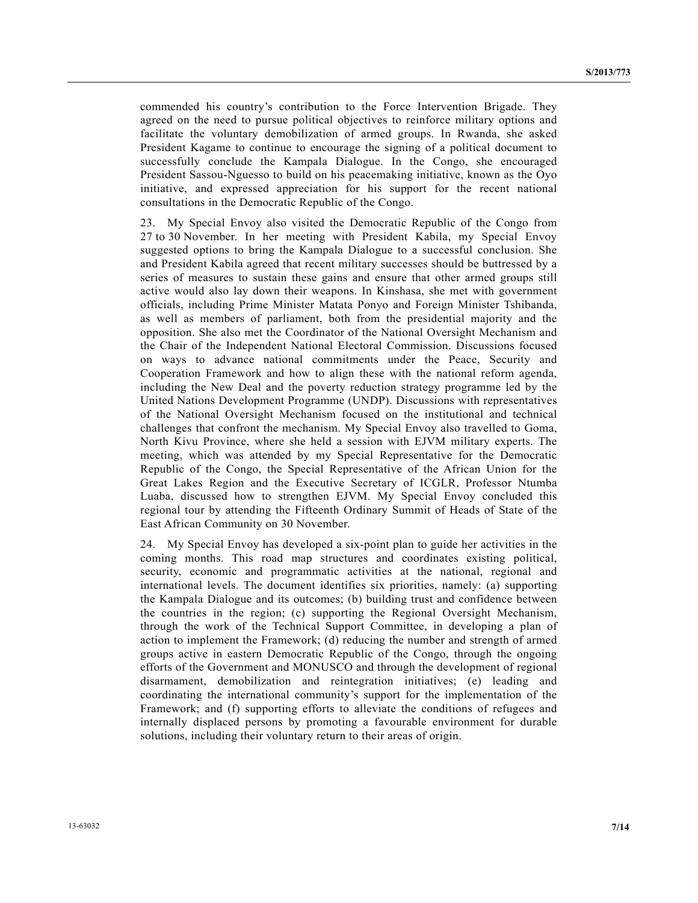commended his country's contribution to the Force Intervention Brigade. They agreed on the need to pursue political objectives to reinforce military options and facilitate the voluntary demobilization of armed groups. In Rwanda, she asked President Kagame to continue to encourage the signing of a political document to successfully conclude the Kampala Dialogue. In the Congo, she encouraged President Sassou-Nguesso to build on his peacemaking initiative, known as the Oyo initiative, and expressed appreciation for his support for the recent national consultations in the Democratic Republic of the Congo.

23. My Special Envoy also visited the Democratic Republic of the Congo from 27 to 30 November. In her meeting with President Kabila, my Special Envoy suggested options to bring the Kampala Dialogue to a successful conclusion. She and President Kabila agreed that recent military successes should be buttressed by a series of measures to sustain these gains and ensure that other armed groups still active would also lay down their weapons. In Kinshasa, she met with government officials, including Prime Minister Matata Ponyo and Foreign Minister Tshibanda, as well as members of parliament, both from the presidential majority and the opposition. She also met the Coordinator of the National Oversight Mechanism and the Chair of the Independent National Electoral Commission. Discussions focused on ways to advance national commitments under the Peace, Security and Cooperation Framework and how to align these with the national reform agenda, including the New Deal and the poverty reduction strategy programme led by the United Nations Development Programme (UNDP). Discussions with representatives of the National Oversight Mechanism focused on the institutional and technical challenges that confront the mechanism. My Special Envoy also travelled to Goma, North Kivu Province, where she held a session with EJVM military experts. The meeting, which was attended by my Special Representative for the Democratic Republic of the Congo, the Special Representative of the African Union for the Great Lakes Region and the Executive Secretary of ICGLR, Professor Ntumba Luaba, discussed how to strengthen EJVM. My Special Envoy concluded this regional tour by attending the Fifteenth Ordinary Summit of Heads of State of the East African Community on 30 November.

24. My Special Envoy has developed a six-point plan to guide her activities in the coming months. This road map structures and coordinates existing political, security, economic and programmatic activities at the national, regional and international levels. The document identifies six priorities, namely: (a) supporting the Kampala Dialogue and its outcomes; (b) building trust and confidence between the countries in the region; (c) supporting the Regional Oversight Mechanism, through the work of the Technical Support Committee, in developing a plan of action to implement the Framework; (d) reducing the number and strength of armed groups active in eastern Democratic Republic of the Congo, through the ongoing efforts of the Government and MONUSCO and through the development of regional disarmament, demobilization and reintegration initiatives; (e) leading and coordinating the international community's support for the implementation of the Framework; and (f) supporting efforts to alleviate the conditions of refugees and internally displaced persons by promoting a favourable environment for durable solutions, including their voluntary return to their areas of origin.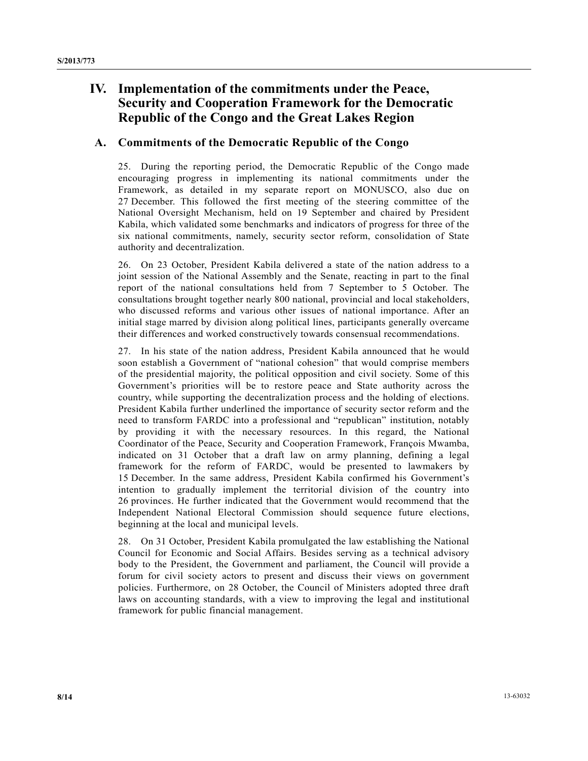# IV. Implementation of the commitments under the Peace, Security and Cooperation Framework for the Democratic Republic of the Congo and the Great Lakes Region

## A. Commitments of the Democratic Republic of the Congo

25. During the reporting period, the Democratic Republic of the Congo made encouraging progress in implementing its national commitments under the Framework, as detailed in my separate report on MONUSCO, also due on 27 December. This followed the first meeting of the steering committee of the National Oversight Mechanism, held on 19 September and chaired by President Kabila, which validated some benchmarks and indicators of progress for three of the six national commitments, namely, security sector reform, consolidation of State authority and decentralization.

26. On 23 October, President Kabila delivered a state of the nation address to a joint session of the National Assembly and the Senate, reacting in part to the final report of the national consultations held from 7 September to 5 October. The consultations brought together nearly 800 national, provincial and local stakeholders, who discussed reforms and various other issues of national importance. After an initial stage marred by division along political lines, participants generally overcame their differences and worked constructively towards consensual recommendations.

27. In his state of the nation address, President Kabila announced that he would soon establish a Government of "national cohesion" that would comprise members of the presidential majority, the political opposition and civil society. Some of this Government's priorities will be to restore peace and State authority across the country, while supporting the decentralization process and the holding of elections. President Kabila further underlined the importance of security sector reform and the need to transform FARDC into a professional and "republican" institution, notably by providing it with the necessary resources. In this regard, the National Coordinator of the Peace, Security and Cooperation Framework, François Mwamba, indicated on 31 October that a draft law on army planning, defining a legal framework for the reform of FARDC, would be presented to lawmakers by 15 December. In the same address, President Kabila confirmed his Government's intention to gradually implement the territorial division of the country into 26 provinces. He further indicated that the Government would recommend that the Independent National Electoral Commission should sequence future elections, beginning at the local and municipal levels.

28. On 31 October, President Kabila promulgated the law establishing the National Council for Economic and Social Affairs. Besides serving as a technical advisory body to the President, the Government and parliament, the Council will provide a forum for civil society actors to present and discuss their views on government policies. Furthermore, on 28 October, the Council of Ministers adopted three draft laws on accounting standards, with a view to improving the legal and institutional framework for public financial management.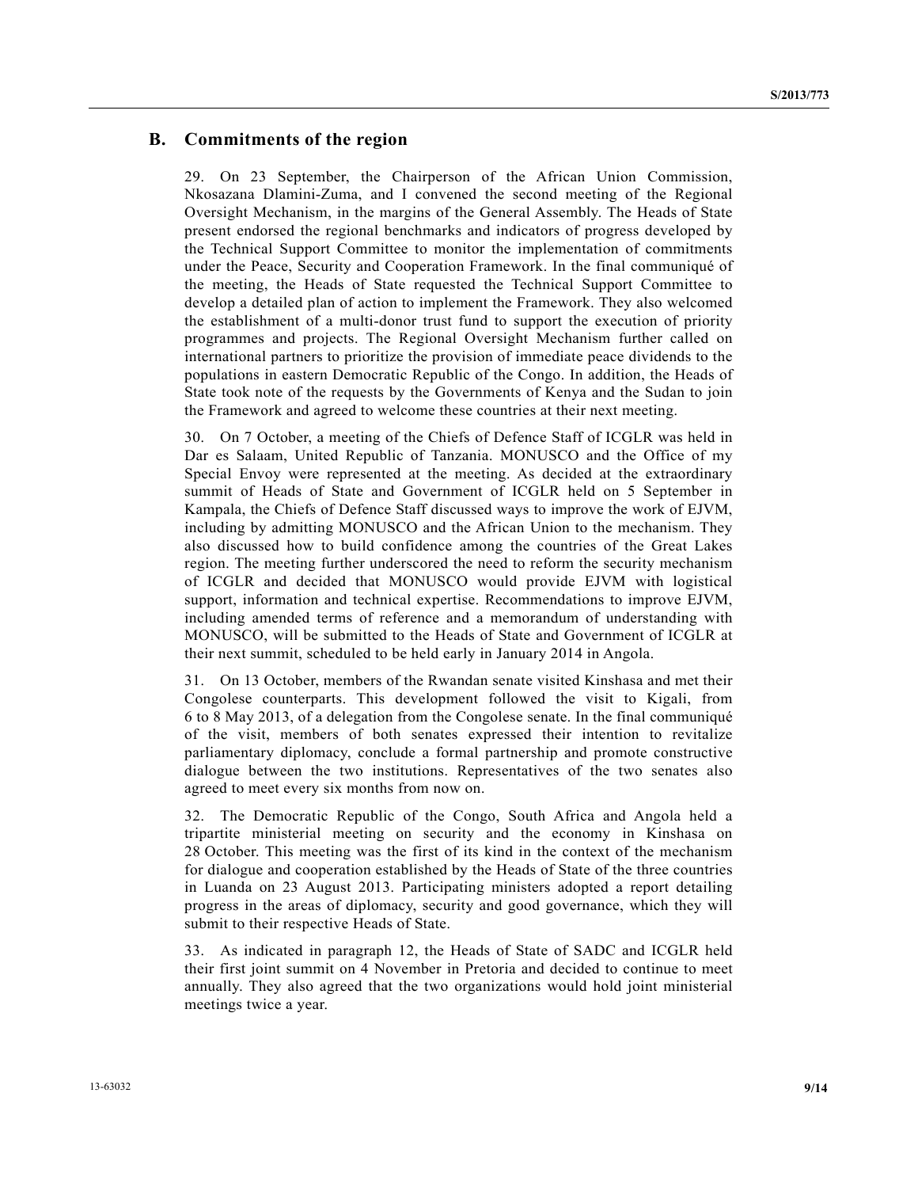## B. Commitments of the region

29. On 23 September, the Chairperson of the African Union Commission, Nkosazana Dlamini-Zuma, and I convened the second meeting of the Regional Oversight Mechanism, in the margins of the General Assembly. The Heads of State present endorsed the regional benchmarks and indicators of progress developed by the Technical Support Committee to monitor the implementation of commitments under the Peace, Security and Cooperation Framework. In the final communiqué of the meeting, the Heads of State requested the Technical Support Committee to develop a detailed plan of action to implement the Framework. They also welcomed the establishment of a multi-donor trust fund to support the execution of priority programmes and projects. The Regional Oversight Mechanism further called on international partners to prioritize the provision of immediate peace dividends to the populations in eastern Democratic Republic of the Congo. In addition, the Heads of State took note of the requests by the Governments of Kenya and the Sudan to join the Framework and agreed to welcome these countries at their next meeting.

30. On 7 October, a meeting of the Chiefs of Defence Staff of ICGLR was held in Dar es Salaam, United Republic of Tanzania. MONUSCO and the Office of my Special Envoy were represented at the meeting. As decided at the extraordinary summit of Heads of State and Government of ICGLR held on 5 September in Kampala, the Chiefs of Defence Staff discussed ways to improve the work of EJVM, including by admitting MONUSCO and the African Union to the mechanism. They also discussed how to build confidence among the countries of the Great Lakes region. The meeting further underscored the need to reform the security mechanism of ICGLR and decided that MONUSCO would provide EJVM with logistical support, information and technical expertise. Recommendations to improve EJVM, including amended terms of reference and a memorandum of understanding with MONUSCO, will be submitted to the Heads of State and Government of ICGLR at their next summit, scheduled to be held early in January 2014 in Angola.

31. On 13 October, members of the Rwandan senate visited Kinshasa and met their Congolese counterparts. This development followed the visit to Kigali, from 6 to 8 May 2013, of a delegation from the Congolese senate. In the final communiqué of the visit, members of both senates expressed their intention to revitalize parliamentary diplomacy, conclude a formal partnership and promote constructive dialogue between the two institutions. Representatives of the two senates also agreed to meet every six months from now on.

32. The Democratic Republic of the Congo, South Africa and Angola held a tripartite ministerial meeting on security and the economy in Kinshasa on 28 October. This meeting was the first of its kind in the context of the mechanism for dialogue and cooperation established by the Heads of State of the three countries in Luanda on 23 August 2013. Participating ministers adopted a report detailing progress in the areas of diplomacy, security and good governance, which they will submit to their respective Heads of State.

33. As indicated in paragraph 12, the Heads of State of SADC and ICGLR held their first joint summit on 4 November in Pretoria and decided to continue to meet annually. They also agreed that the two organizations would hold joint ministerial meetings twice a year.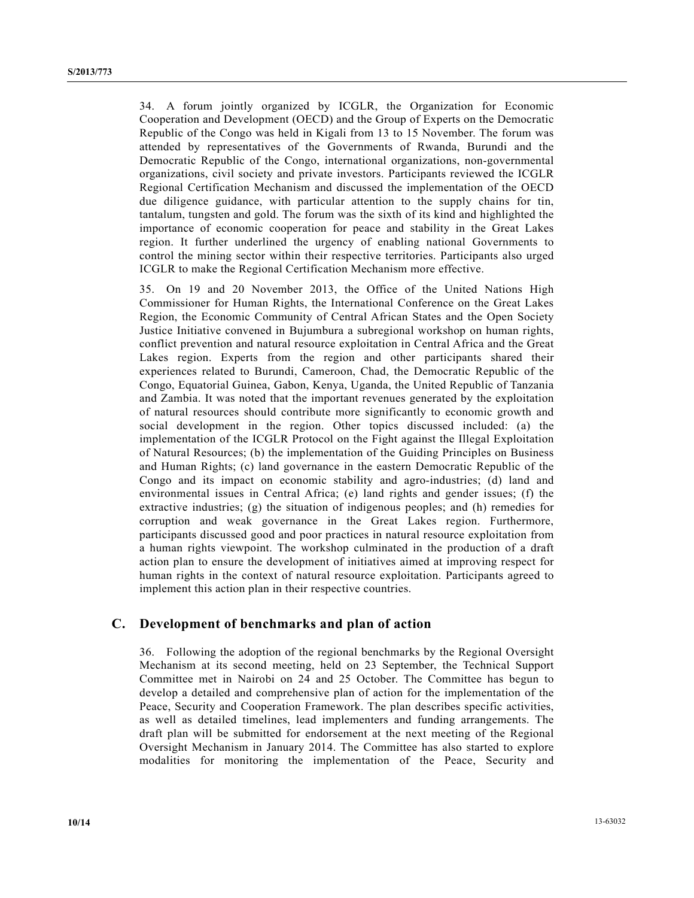34. A forum jointly organized by ICGLR, the Organization for Economic Cooperation and Development (OECD) and the Group of Experts on the Democratic Republic of the Congo was held in Kigali from 13 to 15 November. The forum was attended by representatives of the Governments of Rwanda, Burundi and the Democratic Republic of the Congo, international organizations, non-governmental organizations, civil society and private investors. Participants reviewed the ICGLR Regional Certification Mechanism and discussed the implementation of the OECD due diligence guidance, with particular attention to the supply chains for tin, tantalum, tungsten and gold. The forum was the sixth of its kind and highlighted the importance of economic cooperation for peace and stability in the Great Lakes region. It further underlined the urgency of enabling national Governments to control the mining sector within their respective territories. Participants also urged ICGLR to make the Regional Certification Mechanism more effective.

35. On 19 and 20 November 2013, the Office of the United Nations High Commissioner for Human Rights, the International Conference on the Great Lakes Region, the Economic Community of Central African States and the Open Society Justice Initiative convened in Bujumbura a subregional workshop on human rights, conflict prevention and natural resource exploitation in Central Africa and the Great Lakes region. Experts from the region and other participants shared their experiences related to Burundi, Cameroon, Chad, the Democratic Republic of the Congo, Equatorial Guinea, Gabon, Kenya, Uganda, the United Republic of Tanzania and Zambia. It was noted that the important revenues generated by the exploitation of natural resources should contribute more significantly to economic growth and social development in the region. Other topics discussed included: (a) the implementation of the ICGLR Protocol on the Fight against the Illegal Exploitation of Natural Resources; (b) the implementation of the Guiding Principles on Business and Human Rights; (c) land governance in the eastern Democratic Republic of the Congo and its impact on economic stability and agro-industries; (d) land and environmental issues in Central Africa; (e) land rights and gender issues; (f) the extractive industries; (g) the situation of indigenous peoples; and (h) remedies for corruption and weak governance in the Great Lakes region. Furthermore, participants discussed good and poor practices in natural resource exploitation from a human rights viewpoint. The workshop culminated in the production of a draft action plan to ensure the development of initiatives aimed at improving respect for human rights in the context of natural resource exploitation. Participants agreed to implement this action plan in their respective countries.

## C. Development of benchmarks and plan of action

36. Following the adoption of the regional benchmarks by the Regional Oversight Mechanism at its second meeting, held on 23 September, the Technical Support Committee met in Nairobi on 24 and 25 October. The Committee has begun to develop a detailed and comprehensive plan of action for the implementation of the Peace, Security and Cooperation Framework. The plan describes specific activities, as well as detailed timelines, lead implementers and funding arrangements. The draft plan will be submitted for endorsement at the next meeting of the Regional Oversight Mechanism in January 2014. The Committee has also started to explore modalities for monitoring the implementation of the Peace, Security and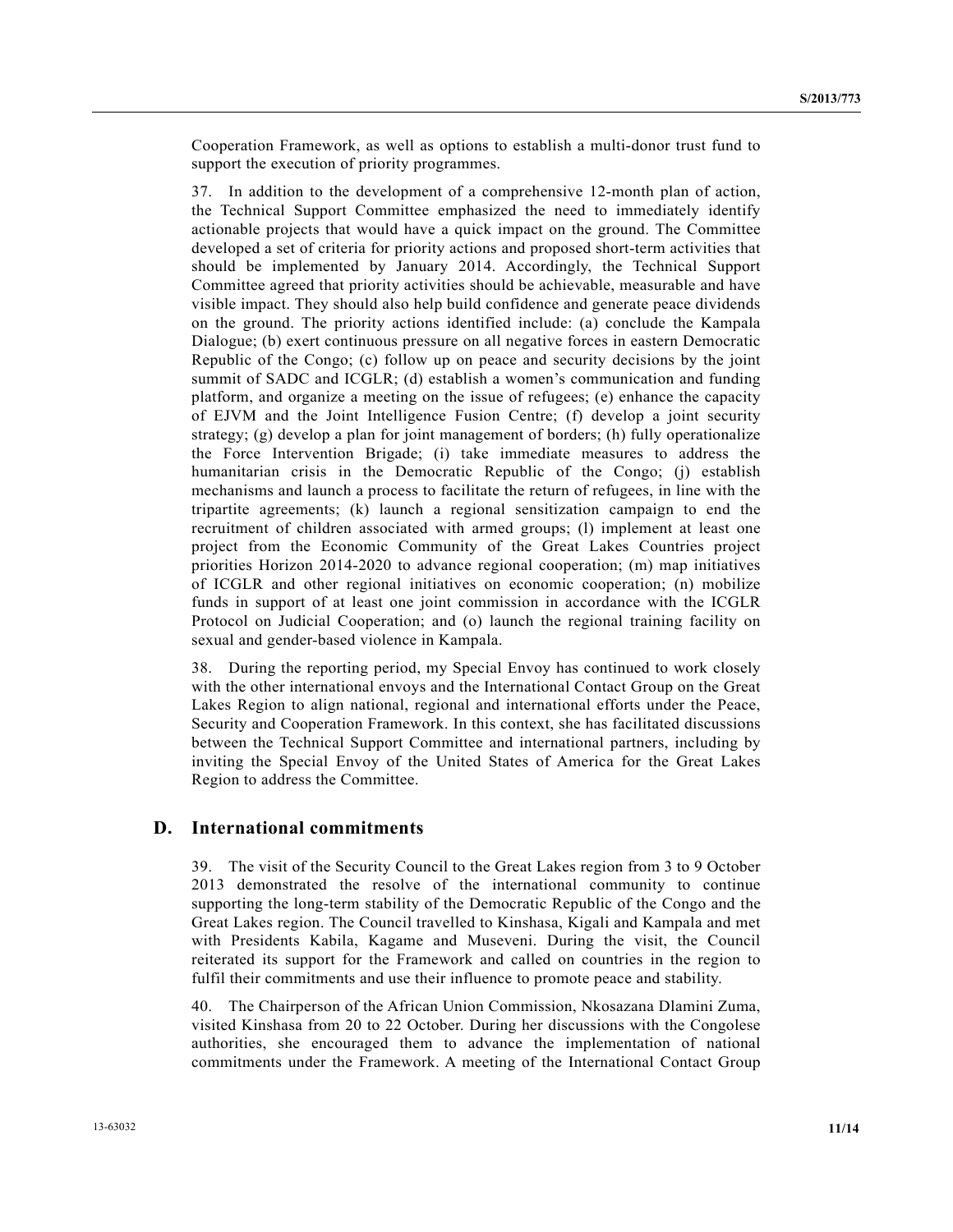Cooperation Framework, as well as options to establish a multi-donor trust fund to support the execution of priority programmes.

37. In addition to the development of a comprehensive 12-month plan of action, the Technical Support Committee emphasized the need to immediately identify actionable projects that would have a quick impact on the ground. The Committee developed a set of criteria for priority actions and proposed short-term activities that should be implemented by January 2014. Accordingly, the Technical Support Committee agreed that priority activities should be achievable, measurable and have visible impact. They should also help build confidence and generate peace dividends on the ground. The priority actions identified include: (a) conclude the Kampala Dialogue; (b) exert continuous pressure on all negative forces in eastern Democratic Republic of the Congo; (c) follow up on peace and security decisions by the joint summit of SADC and ICGLR; (d) establish a women's communication and funding platform, and organize a meeting on the issue of refugees; (e) enhance the capacity of EJVM and the Joint Intelligence Fusion Centre; (f) develop a joint security strategy; (g) develop a plan for joint management of borders; (h) fully operationalize the Force Intervention Brigade; (i) take immediate measures to address the humanitarian crisis in the Democratic Republic of the Congo; (j) establish mechanisms and launch a process to facilitate the return of refugees, in line with the tripartite agreements; (k) launch a regional sensitization campaign to end the recruitment of children associated with armed groups; (l) implement at least one project from the Economic Community of the Great Lakes Countries project priorities Horizon 2014-2020 to advance regional cooperation; (m) map initiatives of ICGLR and other regional initiatives on economic cooperation; (n) mobilize funds in support of at least one joint commission in accordance with the ICGLR Protocol on Judicial Cooperation; and (o) launch the regional training facility on sexual and gender-based violence in Kampala.

38. During the reporting period, my Special Envoy has continued to work closely with the other international envoys and the International Contact Group on the Great Lakes Region to align national, regional and international efforts under the Peace, Security and Cooperation Framework. In this context, she has facilitated discussions between the Technical Support Committee and international partners, including by inviting the Special Envoy of the United States of America for the Great Lakes Region to address the Committee.

## D. International commitments

39. The visit of the Security Council to the Great Lakes region from 3 to 9 October 2013 demonstrated the resolve of the international community to continue supporting the long-term stability of the Democratic Republic of the Congo and the Great Lakes region. The Council travelled to Kinshasa, Kigali and Kampala and met with Presidents Kabila, Kagame and Museveni. During the visit, the Council reiterated its support for the Framework and called on countries in the region to fulfil their commitments and use their influence to promote peace and stability.

40. The Chairperson of the African Union Commission, Nkosazana Dlamini Zuma, visited Kinshasa from 20 to 22 October. During her discussions with the Congolese authorities, she encouraged them to advance the implementation of national commitments under the Framework. A meeting of the International Contact Group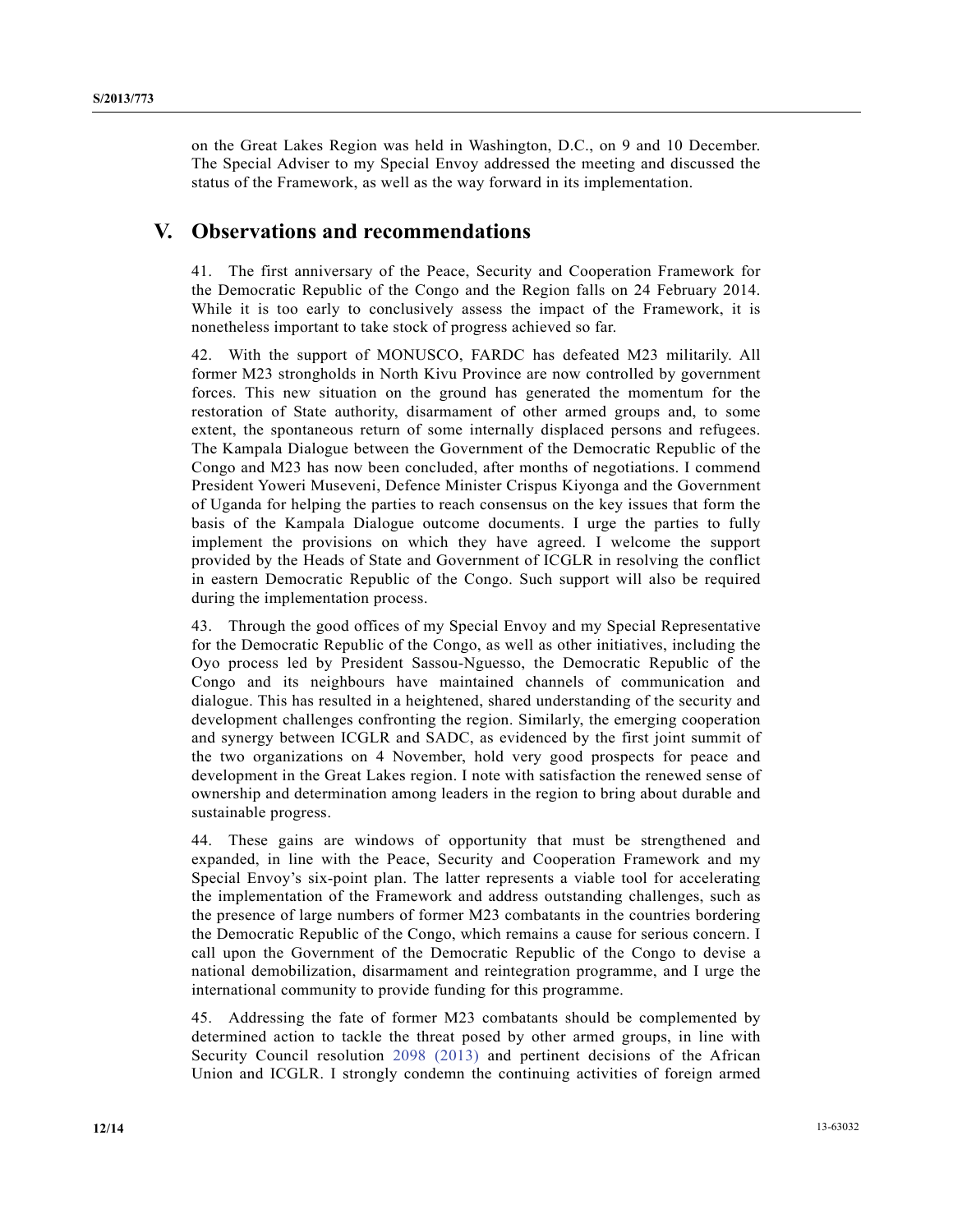on the Great Lakes Region was held in Washington, D.C., on 9 and 10 December. The Special Adviser to my Special Envoy addressed the meeting and discussed the status of the Framework, as well as the way forward in its implementation.

## V. Observations and recommendations

41. The first anniversary of the Peace, Security and Cooperation Framework for the Democratic Republic of the Congo and the Region falls on 24 February 2014. While it is too early to conclusively assess the impact of the Framework, it is nonetheless important to take stock of progress achieved so far.

42. With the support of MONUSCO, FARDC has defeated M23 militarily. All former M23 strongholds in North Kivu Province are now controlled by government forces. This new situation on the ground has generated the momentum for the restoration of State authority, disarmament of other armed groups and, to some extent, the spontaneous return of some internally displaced persons and refugees. The Kampala Dialogue between the Government of the Democratic Republic of the Congo and M23 has now been concluded, after months of negotiations. I commend President Yoweri Museveni, Defence Minister Crispus Kiyonga and the Government of Uganda for helping the parties to reach consensus on the key issues that form the basis of the Kampala Dialogue outcome documents. I urge the parties to fully implement the provisions on which they have agreed. I welcome the support provided by the Heads of State and Government of ICGLR in resolving the conflict in eastern Democratic Republic of the Congo. Such support will also be required during the implementation process.

43. Through the good offices of my Special Envoy and my Special Representative for the Democratic Republic of the Congo, as well as other initiatives, including the Oyo process led by President Sassou-Nguesso, the Democratic Republic of the Congo and its neighbours have maintained channels of communication and dialogue. This has resulted in a heightened, shared understanding of the security and development challenges confronting the region. Similarly, the emerging cooperation and synergy between ICGLR and SADC, as evidenced by the first joint summit of the two organizations on 4 November, hold very good prospects for peace and development in the Great Lakes region. I note with satisfaction the renewed sense of ownership and determination among leaders in the region to bring about durable and sustainable progress.

44. These gains are windows of opportunity that must be strengthened and expanded, in line with the Peace, Security and Cooperation Framework and my Special Envoy's six-point plan. The latter represents a viable tool for accelerating the implementation of the Framework and address outstanding challenges, such as the presence of large numbers of former M23 combatants in the countries bordering the Democratic Republic of the Congo, which remains a cause for serious concern. I call upon the Government of the Democratic Republic of the Congo to devise a national demobilization, disarmament and reintegration programme, and I urge the international community to provide funding for this programme.

45. Addressing the fate of former M23 combatants should be complemented by determined action to tackle the threat posed by other armed groups, in line with Security Council resolution 2098 (2013) and pertinent decisions of the African Union and ICGLR. I strongly condemn the continuing activities of foreign armed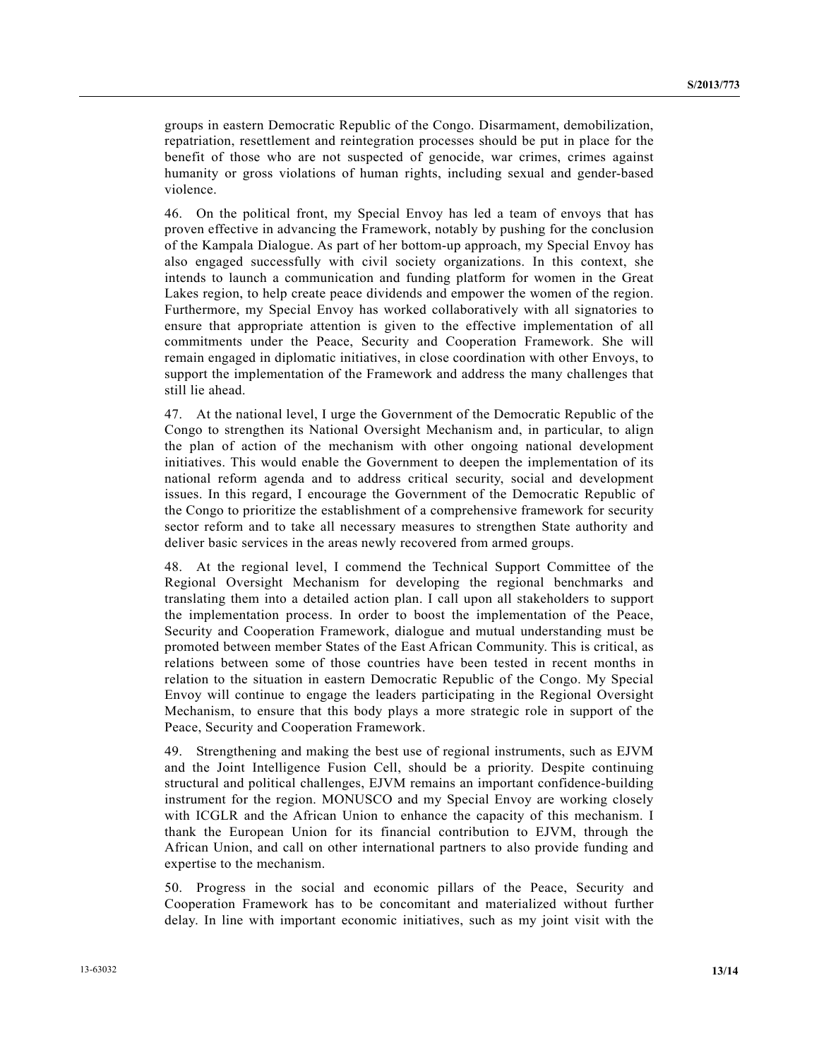groups in eastern Democratic Republic of the Congo. Disarmament, demobilization, repatriation, resettlement and reintegration processes should be put in place for the benefit of those who are not suspected of genocide, war crimes, crimes against humanity or gross violations of human rights, including sexual and gender-based violence.

46. On the political front, my Special Envoy has led a team of envoys that has proven effective in advancing the Framework, notably by pushing for the conclusion of the Kampala Dialogue. As part of her bottom-up approach, my Special Envoy has also engaged successfully with civil society organizations. In this context, she intends to launch a communication and funding platform for women in the Great Lakes region, to help create peace dividends and empower the women of the region. Furthermore, my Special Envoy has worked collaboratively with all signatories to ensure that appropriate attention is given to the effective implementation of all commitments under the Peace, Security and Cooperation Framework. She will remain engaged in diplomatic initiatives, in close coordination with other Envoys, to support the implementation of the Framework and address the many challenges that still lie ahead.

47. At the national level, I urge the Government of the Democratic Republic of the Congo to strengthen its National Oversight Mechanism and, in particular, to align the plan of action of the mechanism with other ongoing national development initiatives. This would enable the Government to deepen the implementation of its national reform agenda and to address critical security, social and development issues. In this regard, I encourage the Government of the Democratic Republic of the Congo to prioritize the establishment of a comprehensive framework for security sector reform and to take all necessary measures to strengthen State authority and deliver basic services in the areas newly recovered from armed groups.

48. At the regional level, I commend the Technical Support Committee of the Regional Oversight Mechanism for developing the regional benchmarks and translating them into a detailed action plan. I call upon all stakeholders to support the implementation process. In order to boost the implementation of the Peace, Security and Cooperation Framework, dialogue and mutual understanding must be promoted between member States of the East African Community. This is critical, as relations between some of those countries have been tested in recent months in relation to the situation in eastern Democratic Republic of the Congo. My Special Envoy will continue to engage the leaders participating in the Regional Oversight Mechanism, to ensure that this body plays a more strategic role in support of the Peace, Security and Cooperation Framework.

49. Strengthening and making the best use of regional instruments, such as EJVM and the Joint Intelligence Fusion Cell, should be a priority. Despite continuing structural and political challenges, EJVM remains an important confidence-building instrument for the region. MONUSCO and my Special Envoy are working closely with ICGLR and the African Union to enhance the capacity of this mechanism. I thank the European Union for its financial contribution to EJVM, through the African Union, and call on other international partners to also provide funding and expertise to the mechanism.

50. Progress in the social and economic pillars of the Peace, Security and Cooperation Framework has to be concomitant and materialized without further delay. In line with important economic initiatives, such as my joint visit with the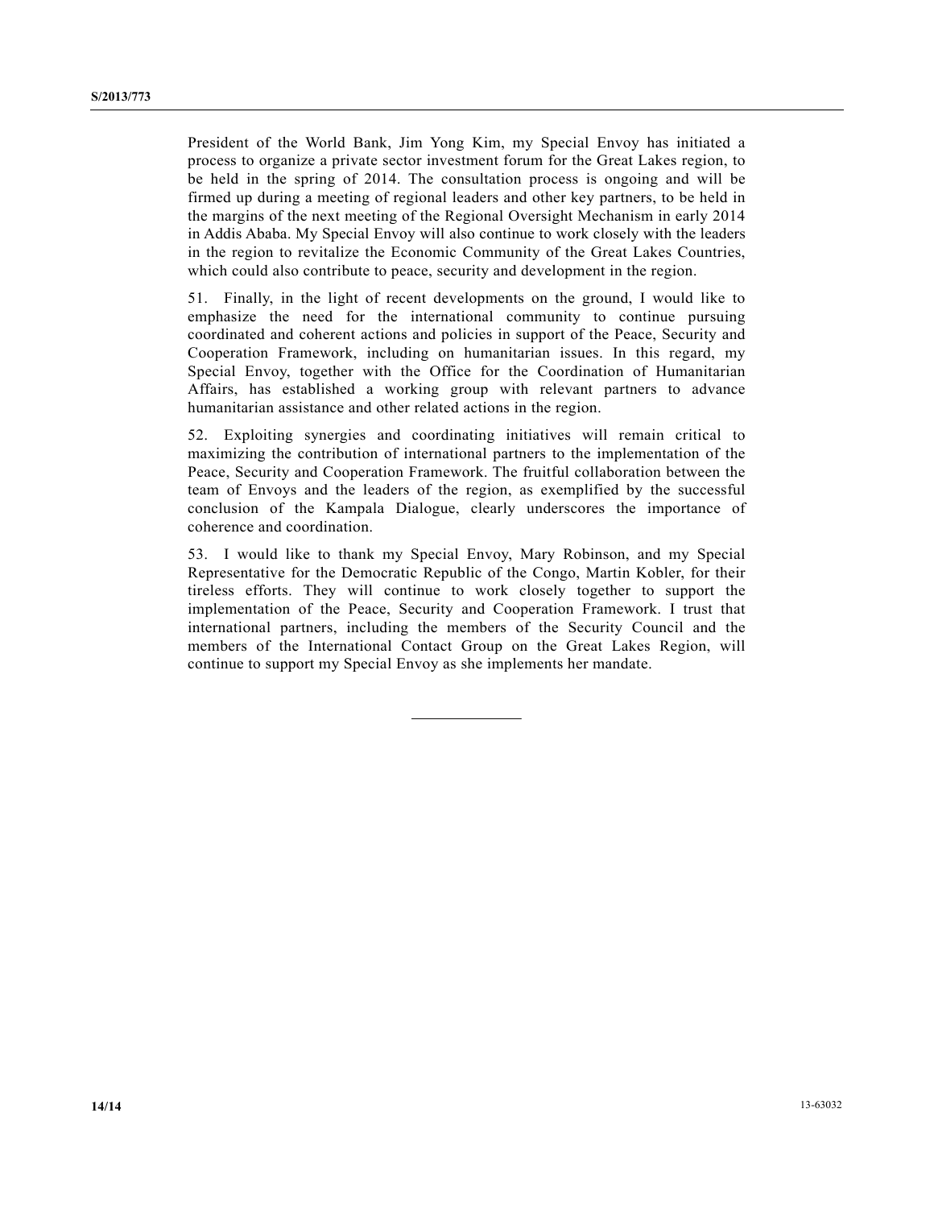President of the World Bank, Jim Yong Kim, my Special Envoy has initiated a process to organize a private sector investment forum for the Great Lakes region, to be held in the spring of 2014. The consultation process is ongoing and will be firmed up during a meeting of regional leaders and other key partners, to be held in the margins of the next meeting of the Regional Oversight Mechanism in early 2014 in Addis Ababa. My Special Envoy will also continue to work closely with the leaders in the region to revitalize the Economic Community of the Great Lakes Countries, which could also contribute to peace, security and development in the region.

51. Finally, in the light of recent developments on the ground, I would like to emphasize the need for the international community to continue pursuing coordinated and coherent actions and policies in support of the Peace, Security and Cooperation Framework, including on humanitarian issues. In this regard, my Special Envoy, together with the Office for the Coordination of Humanitarian Affairs, has established a working group with relevant partners to advance humanitarian assistance and other related actions in the region.

52. Exploiting synergies and coordinating initiatives will remain critical to maximizing the contribution of international partners to the implementation of the Peace, Security and Cooperation Framework. The fruitful collaboration between the team of Envoys and the leaders of the region, as exemplified by the successful conclusion of the Kampala Dialogue, clearly underscores the importance of coherence and coordination.

53. I would like to thank my Special Envoy, Mary Robinson, and my Special Representative for the Democratic Republic of the Congo, Martin Kobler, for their tireless efforts. They will continue to work closely together to support the implementation of the Peace, Security and Cooperation Framework. I trust that international partners, including the members of the Security Council and the members of the International Contact Group on the Great Lakes Region, will continue to support my Special Envoy as she implements her mandate.